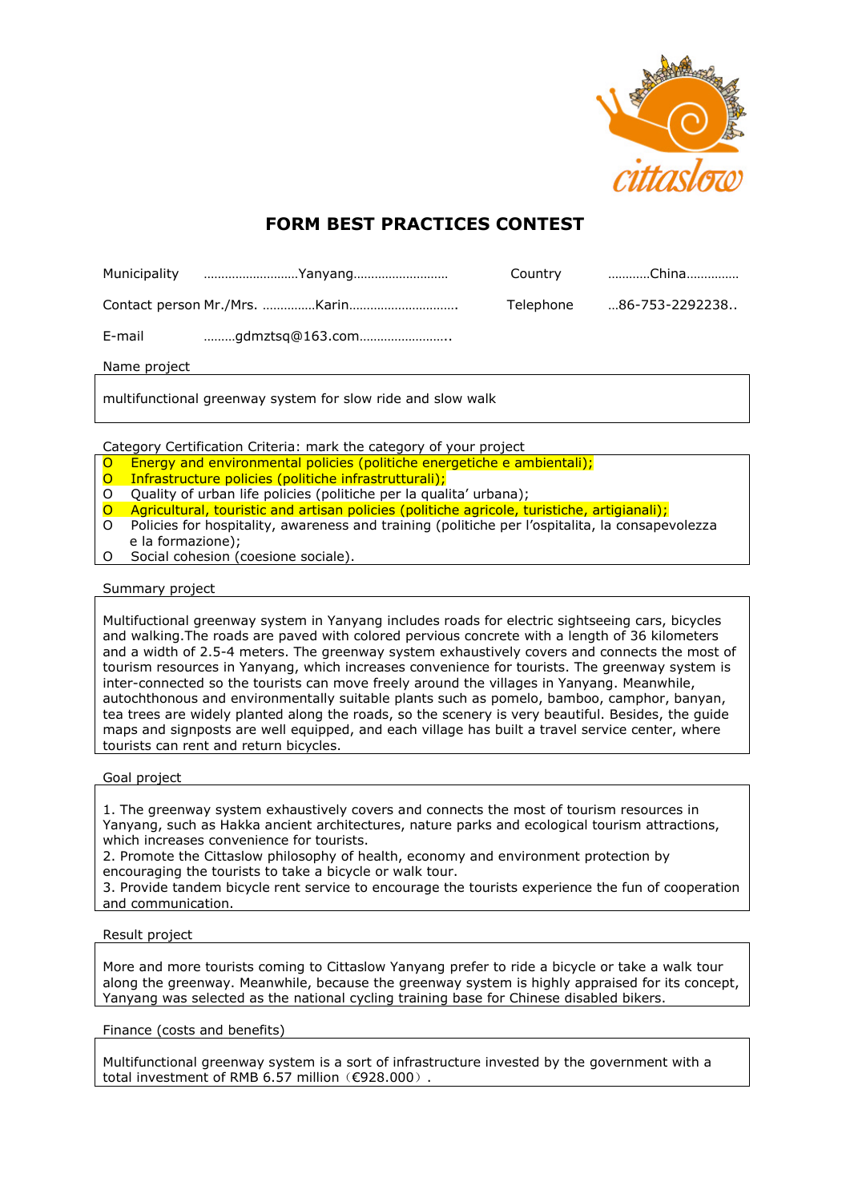# FORM BEST PRACTICES CONTEST

Municipality ……………………Yanyang…………………… Country …………China……………

Contact person Mr./Mrs. ……………Karin…………………………. Telephone …86-753-2292238..

E-mail ………gdmztsq@163.com……………………..

Name project

multifunctional greenway system for slow ride and slow walk

Category Certification Criteria: mark the category of your project

- O Energy and environmental policies (politiche energetiche e ambientali);
- O Infrastructure policies (politiche infrastrutturali);
- O Quality of urban life policies (politiche per la qualita' urbana);
- O Agricultural, touristic and artisan policies (politiche agricole, turistiche, artigianali);
- O Policies for hospitality, awareness and training (politiche per l'ospitalita, la consapevolezza e la formazione);
- O Social cohesion (coesione sociale).

Summary project

Multifuctional greenway system in Yanyang includes roads for electric sightseeing cars, bicycles and walking.The roads are paved with colored pervious concrete with a length of 36 kilometers and a width of 2.5-4 meters. The greenway system exhaustively covers and connects the most of tourism resources in Yanyang, which increases convenience for tourists. The greenway system is inter-connected so the tourists can move freely around the villages in Yanyang. Meanwhile, autochthonous and environmentally suitable plants such as pomelo, bamboo, camphor, banyan, tea trees are widely planted along the roads, so the scenery is very beautiful. Besides, the guide maps and signposts are well equipped, and each village has built a travel service center, where tourists can rent and return bicycles.

Goal project

1. The greenway system exhaustively covers and connects the most of tourism resources in Yanyang, such as Hakka ancient architectures, nature parks and ecological tourism attractions, which increases convenience for tourists.
2. Promote the Cittaslow philosophy of health, economy and environment protection by encouraging the tourists to take a bicycle or walk tour.
3. Provide tandem bicycle rent service to encourage the tourists experience the fun of cooperation and communication.

Result project

More and more tourists coming to Cittaslow Yanyang prefer to ride a bicycle or take a walk tour along the greenway. Meanwhile, because the greenway system is highly appraised for its concept, Yanyang was selected as the national cycling training base for Chinese disabled bikers.

Finance (costs and benefits)

Multifunctional greenway system is a sort of infrastructure invested by the government with a total investment of RMB 6.57 million（€928.000）.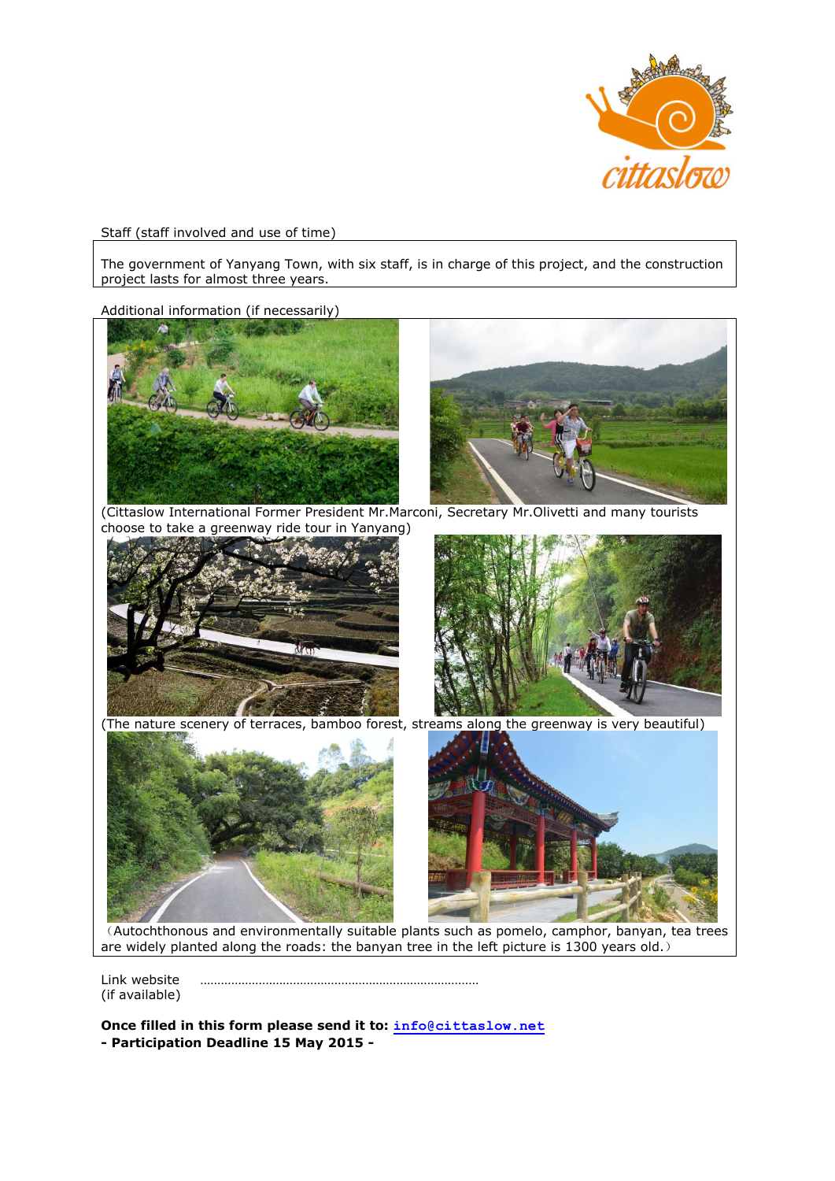Staff (staff involved and use of time)

The government of Yanyang Town, with six staff, is in charge of this project, and the construction project lasts for almost three years.

Additional information (if necessarily)

(Cittaslow International Former President Mr.Marconi, Secretary Mr.Olivetti and many tourists choose to take a greenway ride tour in Yanyang)

(The nature scenery of terraces, bamboo forest, streams along the greenway is very beautiful)

（Autochthonous and environmentally suitable plants such as pomelo, camphor, banyan, tea trees are widely planted along the roads: the banyan tree in the left picture is 1300 years old.）

Link website (if available) ……………………………………………………………………

**Once filled in this form please send it to: info@cittaslow.net**

**- Participation Deadline 15 May 2015 -**